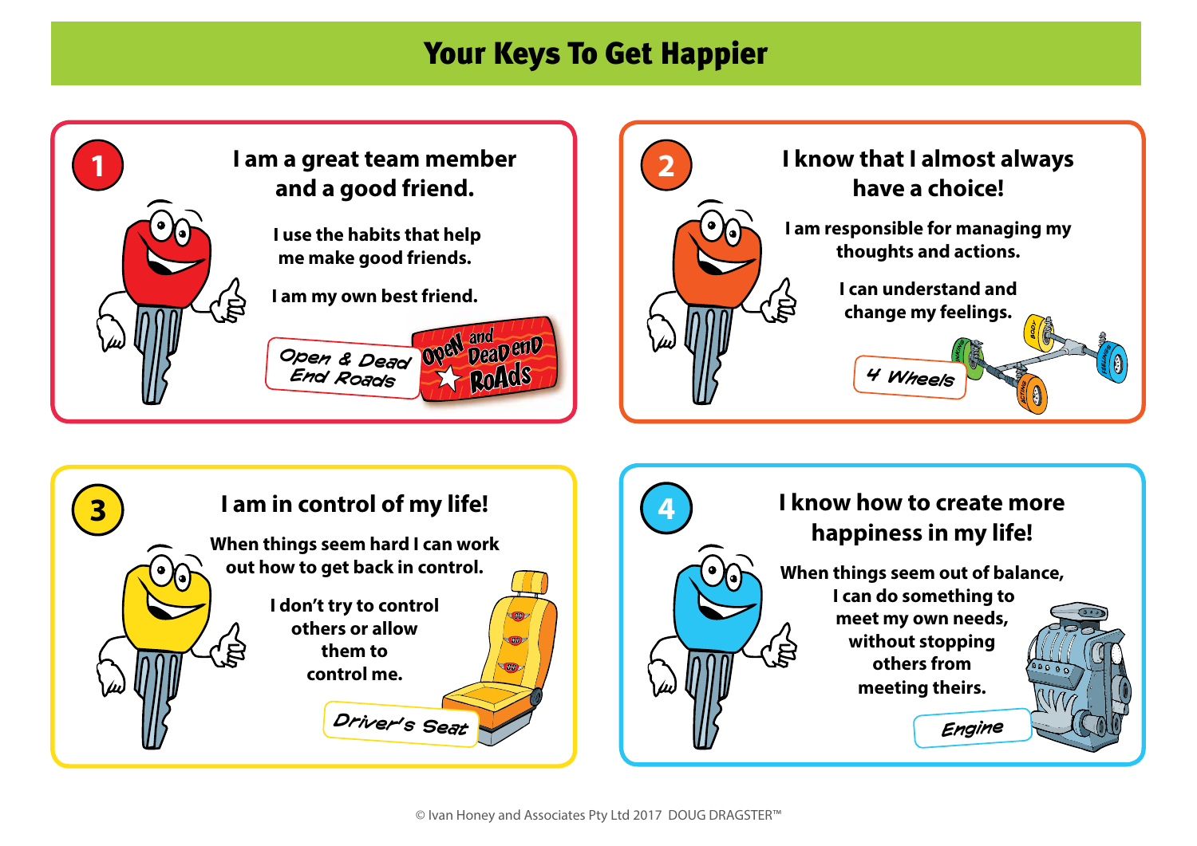# Your Keys To Get Happier

## 1

**I am a great team member and a good friend.**

I use the habits that help me make good friends.

I am my own best friend.

*Open & Dead End Roads*

## 2

**I know that I almost always have a choice!**

I am responsible for managing my thoughts and actions.

I can understand and change my feelings.

*4 Wheels*

## 3

**I am in control of my life!**

When things seem hard I can work out how to get back in control.

I don't try to control others or allow them to control me.

*Driver's Seat*

## 4

**I know how to create more happiness in my life!**

When things seem out of balance, I can do something to meet my own needs, without stopping others from meeting theirs.

*Engine*

© Ivan Honey and Associates Pty Ltd 2017 DOUG DRAGSTER™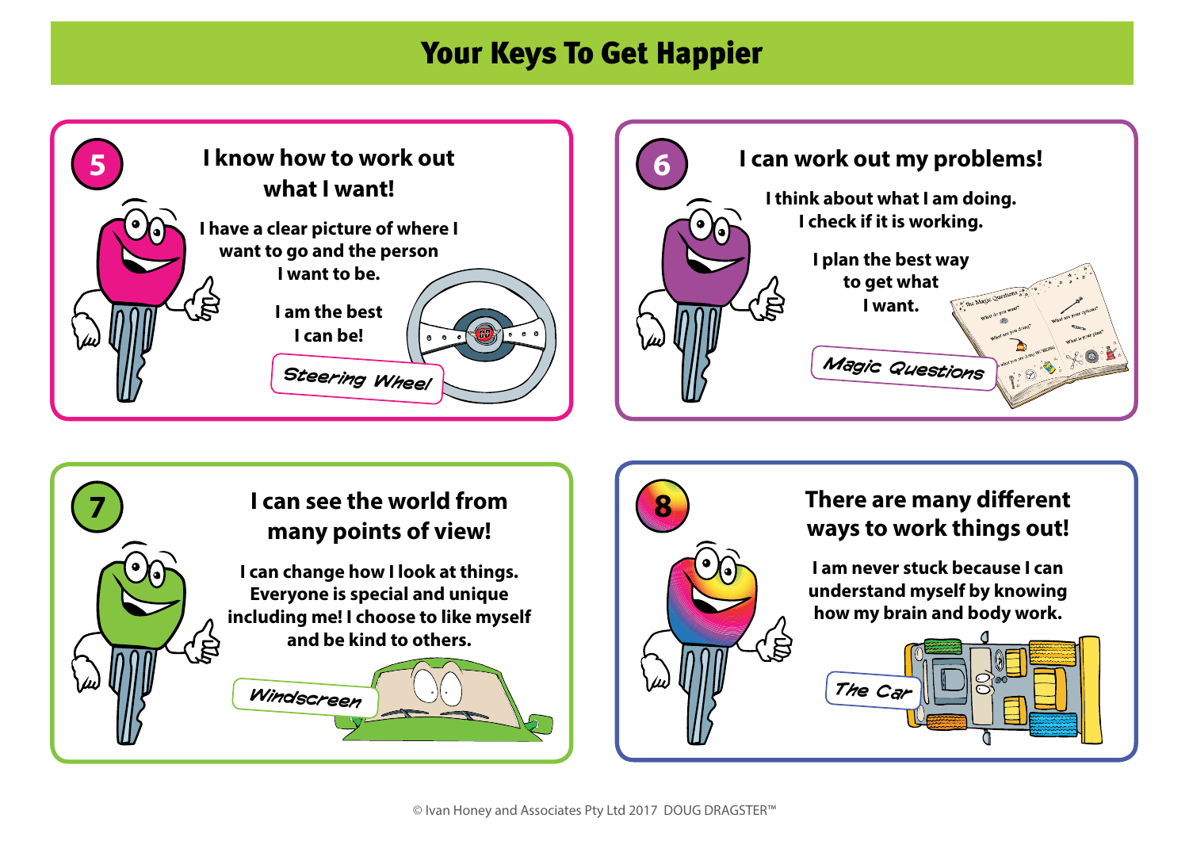# Your Keys To Get Happier

## 5 I know how to work out what I want!

I have a clear picture of where I want to go and the person I want to be.

I am the best I can be!

Steering Wheel

## 6 I can work out my problems!

I think about what I am doing.
I check if it is working.

I plan the best way to get what I want.

Magic Questions

## 7 I can see the world from many points of view!

I can change how I look at things. Everyone is special and unique including me! I choose to like myself and be kind to others.

Windscreen

## 8 There are many different ways to work things out!

I am never stuck because I can understand myself by knowing how my brain and body work.

The Car

© Ivan Honey and Associates Pty Ltd 2017 DOUG DRAGSTER™